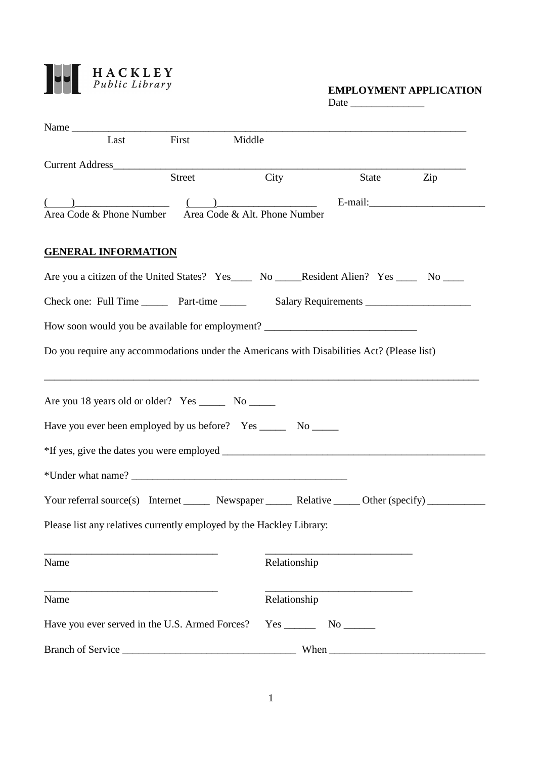**HACKLEY**
*Public Library*

**EMPLOYMENT APPLICATION**

Date ______________

Name ___________________________________________________________________________
Last First Middle

Current Address_____________________________________________________________________
Street City State Zip

(____)__________________ (____)___________________ E-mail:______________________
Area Code & Phone Number Area Code & Alt. Phone Number

## GENERAL INFORMATION

Are you a citizen of the United States? Yes____ No _____Resident Alien? Yes ____ No ____

Check one: Full Time _____ Part-time _____ Salary Requirements ____________________

How soon would you be available for employment? _____________________________

Do you require any accommodations under the Americans with Disabilities Act? (Please list)

_____________________________________________________________________________________

Are you 18 years old or older? Yes _____ No _____

Have you ever been employed by us before? Yes _____ No _____

*If yes, give the dates you were employed ____________________________________________________

*Under what name? _________________________________________

Your referral source(s) Internet _____ Newspaper _____ Relative _____ Other (specify) ___________

Please list any relatives currently employed by the Hackley Library:

_________________________________ ____________________________
Name Relationship

_________________________________ ____________________________
Name Relationship

Have you ever served in the U.S. Armed Forces? Yes ______ No ______

Branch of Service _________________________________ When ______________________________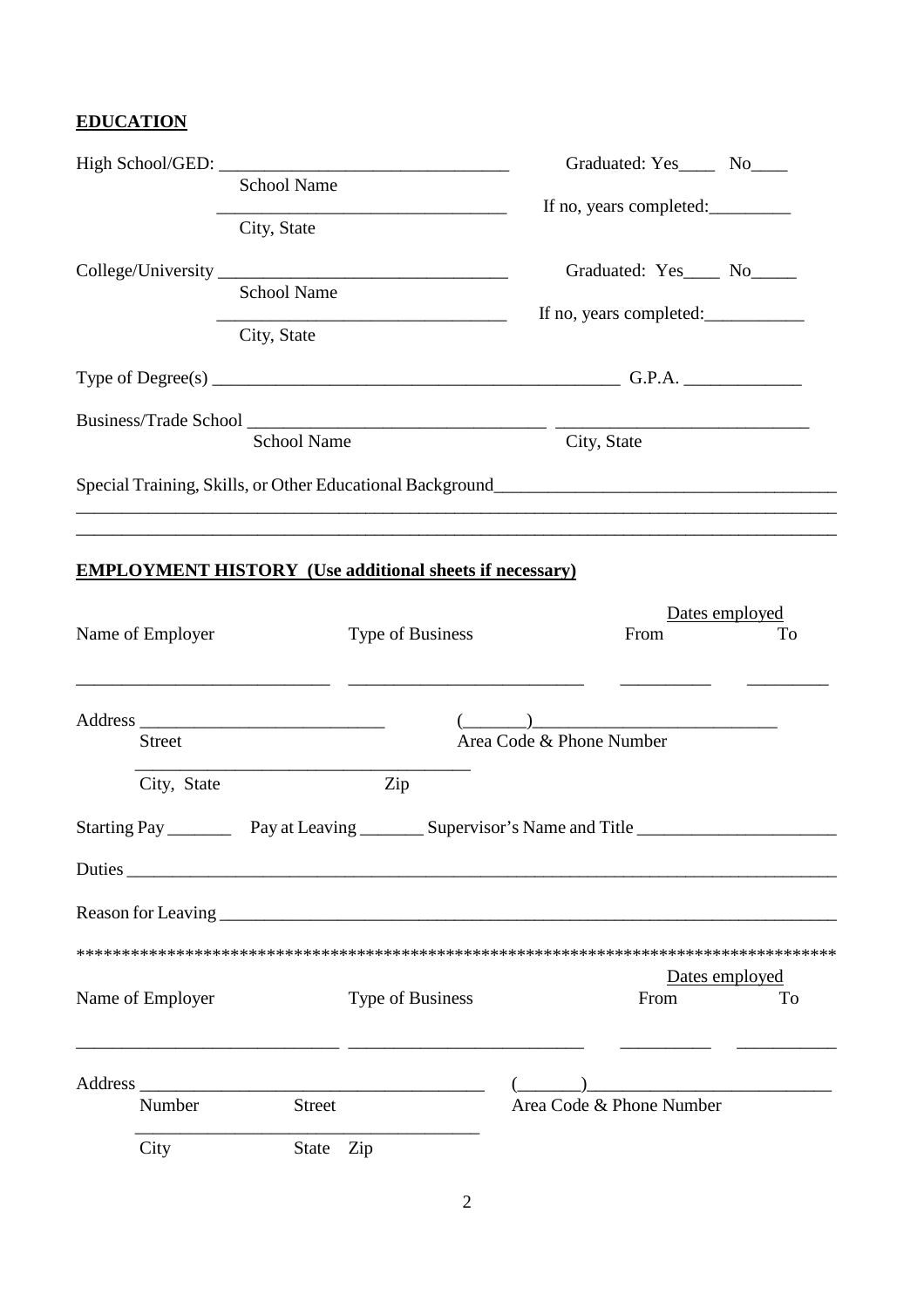## EDUCATION

High School/GED: ________________________________ Graduated: Yes____ No____

School Name

________________________________ If no, years completed:_________

City, State

College/University ________________________________ Graduated: Yes____ No_____

School Name

________________________________ If no, years completed:___________

City, State

Type of Degree(s) _____________________________________________ G.P.A. _____________

Business/Trade School _________________________________ ____________________________

School Name City, State

Special Training, Skills, or Other Educational Background_____________________________________

_____________________________________________________________________________________

_____________________________________________________________________________________

## EMPLOYMENT HISTORY (Use additional sheets if necessary)

| Name of Employer | Type of Business | Dates employed From | To |
|---|---|---|---|
| ____________________________ | __________________________ | __________ | _________ |

Address ___________________________ (_______)___________________________

Street Area Code & Phone Number

_____________________________________

City, State Zip

Starting Pay _______ Pay at Leaving _______ Supervisor's Name and Title ______________________

Duties _______________________________________________________________________________

Reason for Leaving _____________________________________________________________________

*************************************************************************************

| Name of Employer | Type of Business | Dates employed From | To |
|---|---|---|---|
| _____________________________ | __________________________ | __________ | ___________ |

Address ______________________________________ (_______)___________________________

Number Street Area Code & Phone Number

______________________________________

City State Zip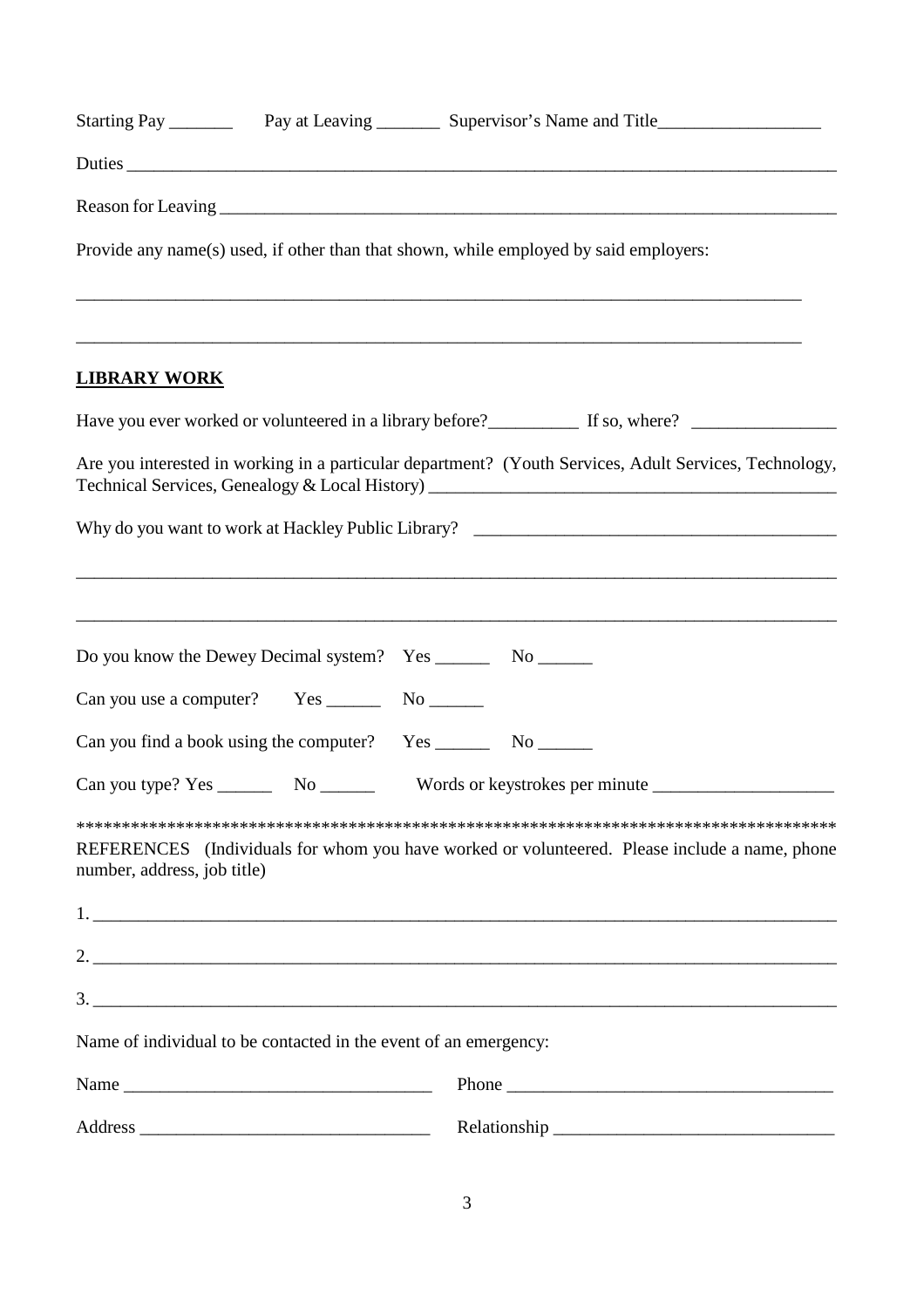Starting Pay _______ Pay at Leaving _______ Supervisor's Name and Title_________________

Duties ___________________________________________________________________________

Reason for Leaving ________________________________________________________________

Provide any name(s) used, if other than that shown, while employed by said employers:

_________________________________________________________________________________

_________________________________________________________________________________

**LIBRARY WORK**

Have you ever worked or volunteered in a library before?__________ If so, where? ________________

Are you interested in working in a particular department? (Youth Services, Adult Services, Technology, Technical Services, Genealogy & Local History) _____________________________________________

Why do you want to work at Hackley Public Library? ________________________________________

_________________________________________________________________________________

_________________________________________________________________________________

Do you know the Dewey Decimal system? Yes ______ No ______

Can you use a computer? Yes ______ No ______

Can you find a book using the computer? Yes ______ No ______

Can you type? Yes ______ No ______ Words or keystrokes per minute ____________________

*************************************************************************************

REFERENCES (Individuals for whom you have worked or volunteered. Please include a name, phone number, address, job title)

1. _______________________________________________________________________________

2. _______________________________________________________________________________

3. _______________________________________________________________________________

Name of individual to be contacted in the event of an emergency:

Name _________________________________ Phone ___________________________________

Address _______________________________ Relationship ______________________________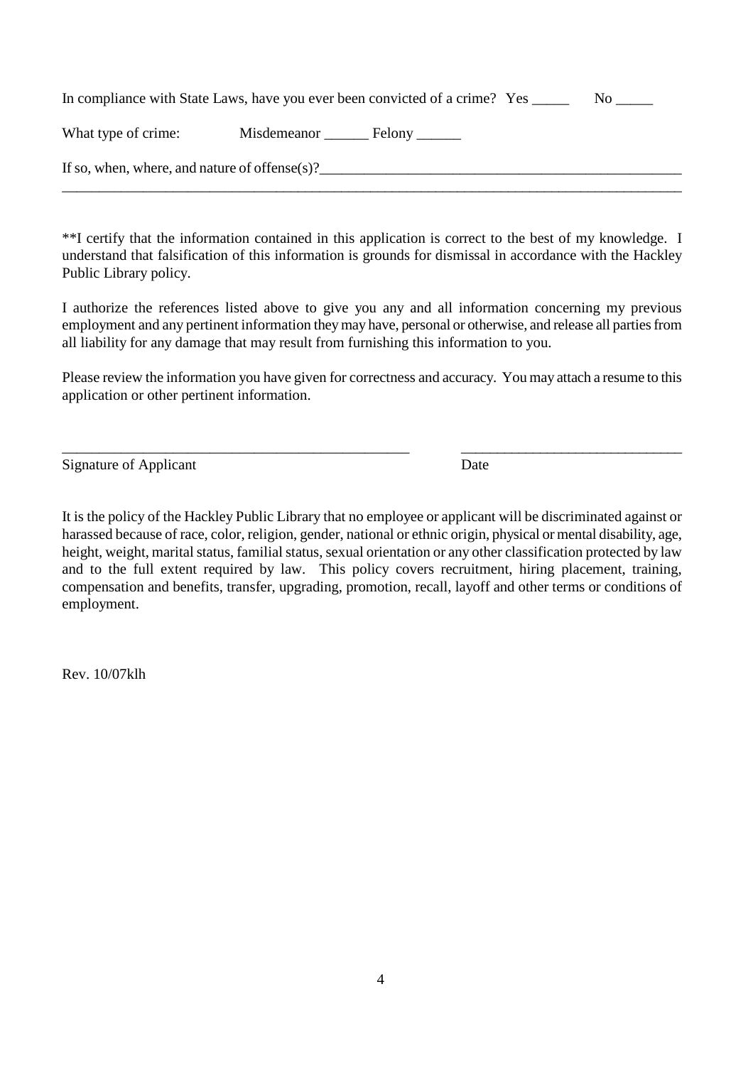In compliance with State Laws, have you ever been convicted of a crime? Yes _____ No _____

What type of crime: Misdemeanor ______ Felony ______

If so, when, where, and nature of offense(s)?___________________________________________________

_____________________________________________________________________________________

**I certify that the information contained in this application is correct to the best of my knowledge. I understand that falsification of this information is grounds for dismissal in accordance with the Hackley Public Library policy.

I authorize the references listed above to give you any and all information concerning my previous employment and any pertinent information they may have, personal or otherwise, and release all parties from all liability for any damage that may result from furnishing this information to you.

Please review the information you have given for correctness and accuracy. You may attach a resume to this application or other pertinent information.

_________________________________________________ _______________________________

Signature of Applicant Date

It is the policy of the Hackley Public Library that no employee or applicant will be discriminated against or harassed because of race, color, religion, gender, national or ethnic origin, physical or mental disability, age, height, weight, marital status, familial status, sexual orientation or any other classification protected by law and to the full extent required by law. This policy covers recruitment, hiring placement, training, compensation and benefits, transfer, upgrading, promotion, recall, layoff and other terms or conditions of employment.

Rev. 10/07klh